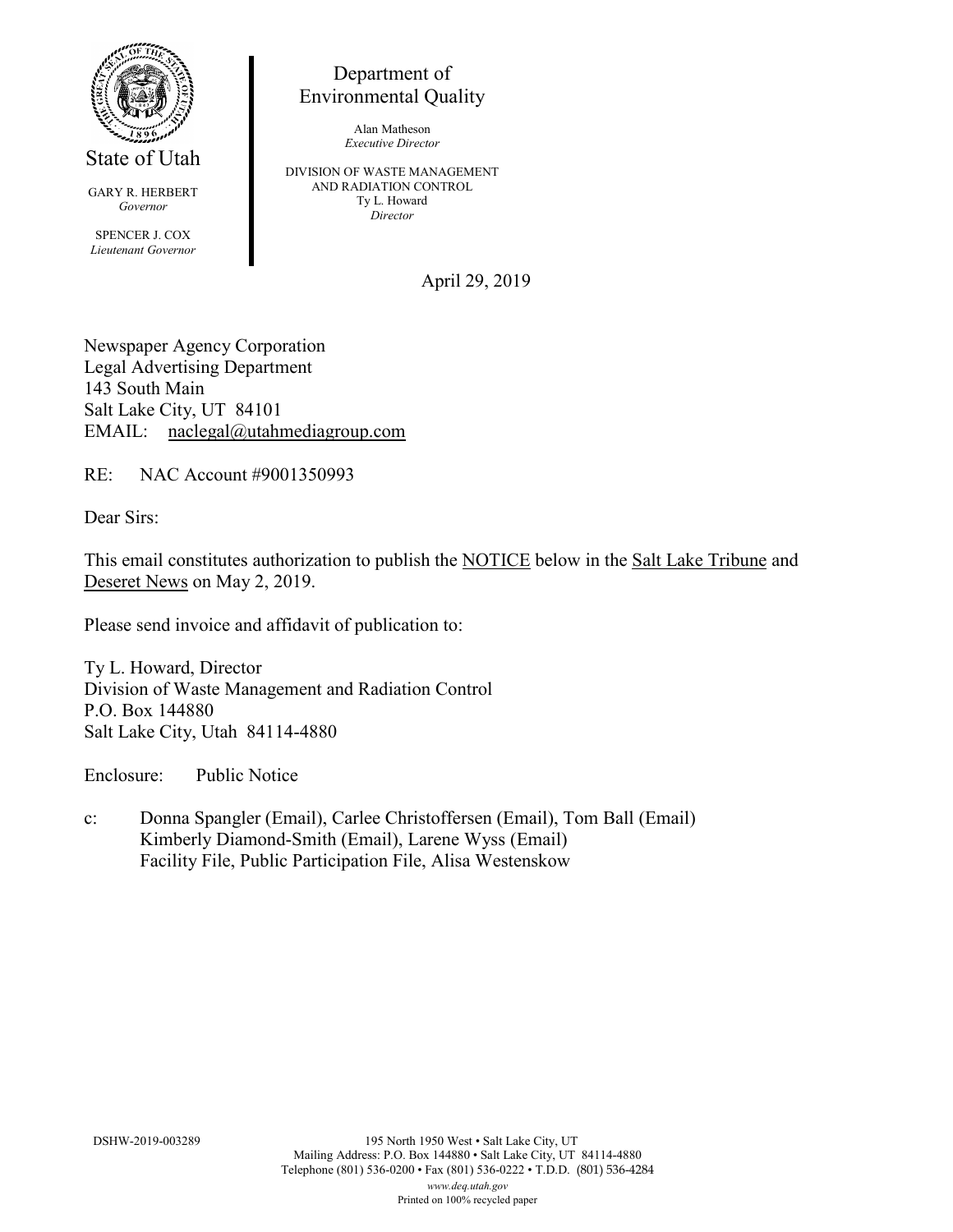State of Utah

GARY R. HERBERT
*Governor*

SPENCER J. COX
*Lieutenant Governor*

Department of
Environmental Quality

Alan Matheson
*Executive Director*

DIVISION OF WASTE MANAGEMENT
AND RADIATION CONTROL
Ty L. Howard
*Director*

April 29, 2019

Newspaper Agency Corporation
Legal Advertising Department
143 South Main
Salt Lake City, UT 84101
EMAIL: naclegal@utahmediagroup.com

RE: NAC Account #9001350993

Dear Sirs:

This email constitutes authorization to publish the NOTICE below in the Salt Lake Tribune and Deseret News on May 2, 2019.

Please send invoice and affidavit of publication to:

Ty L. Howard, Director
Division of Waste Management and Radiation Control
P.O. Box 144880
Salt Lake City, Utah 84114-4880

Enclosure: Public Notice

c: Donna Spangler (Email), Carlee Christoffersen (Email), Tom Ball (Email)
Kimberly Diamond-Smith (Email), Larene Wyss (Email)
Facility File, Public Participation File, Alisa Westenskow

DSHW-2019-003289

195 North 1950 West • Salt Lake City, UT
Mailing Address: P.O. Box 144880 • Salt Lake City, UT 84114-4880
Telephone (801) 536-0200 • Fax (801) 536-0222 • T.D.D. (801) 536-4284
*www.deq.utah.gov*
Printed on 100% recycled paper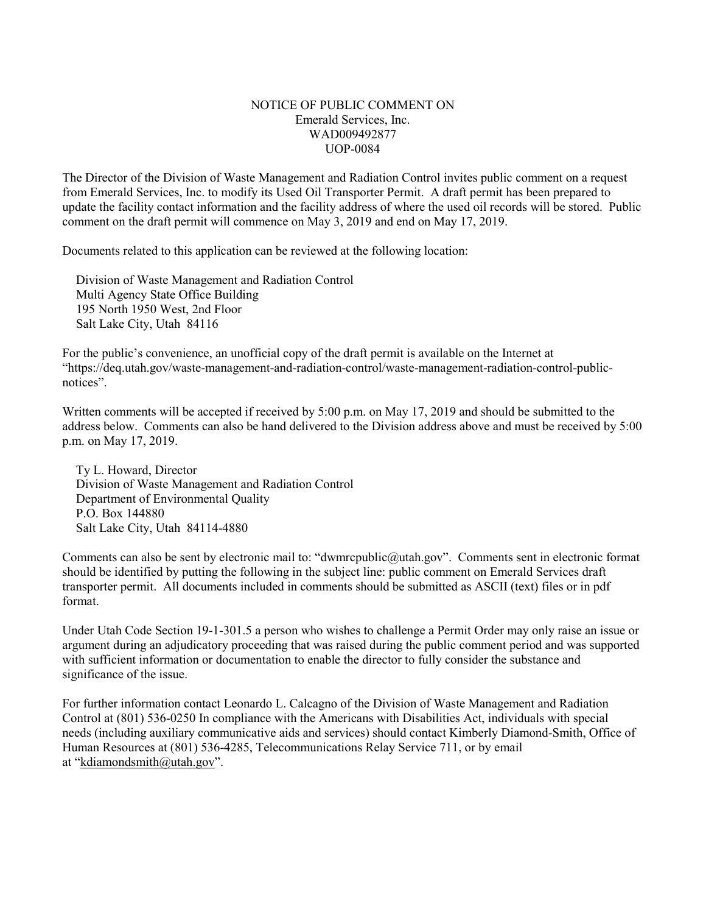# NOTICE OF PUBLIC COMMENT ON
## Emerald Services, Inc.
## WAD009492877
## UOP-0084

The Director of the Division of Waste Management and Radiation Control invites public comment on a request from Emerald Services, Inc. to modify its Used Oil Transporter Permit. A draft permit has been prepared to update the facility contact information and the facility address of where the used oil records will be stored. Public comment on the draft permit will commence on May 3, 2019 and end on May 17, 2019.

Documents related to this application can be reviewed at the following location:

Division of Waste Management and Radiation Control
Multi Agency State Office Building
195 North 1950 West, 2nd Floor
Salt Lake City, Utah 84116

For the public's convenience, an unofficial copy of the draft permit is available on the Internet at "https://deq.utah.gov/waste-management-and-radiation-control/waste-management-radiation-control-public-notices".

Written comments will be accepted if received by 5:00 p.m. on May 17, 2019 and should be submitted to the address below. Comments can also be hand delivered to the Division address above and must be received by 5:00 p.m. on May 17, 2019.

Ty L. Howard, Director
Division of Waste Management and Radiation Control
Department of Environmental Quality
P.O. Box 144880
Salt Lake City, Utah 84114-4880

Comments can also be sent by electronic mail to: "dwmrcpublic@utah.gov". Comments sent in electronic format should be identified by putting the following in the subject line: public comment on Emerald Services draft transporter permit. All documents included in comments should be submitted as ASCII (text) files or in pdf format.

Under Utah Code Section 19-1-301.5 a person who wishes to challenge a Permit Order may only raise an issue or argument during an adjudicatory proceeding that was raised during the public comment period and was supported with sufficient information or documentation to enable the director to fully consider the substance and significance of the issue.

For further information contact Leonardo L. Calcagno of the Division of Waste Management and Radiation Control at (801) 536-0250 In compliance with the Americans with Disabilities Act, individuals with special needs (including auxiliary communicative aids and services) should contact Kimberly Diamond-Smith, Office of Human Resources at (801) 536-4285, Telecommunications Relay Service 711, or by email at "kdiamondsmith@utah.gov".